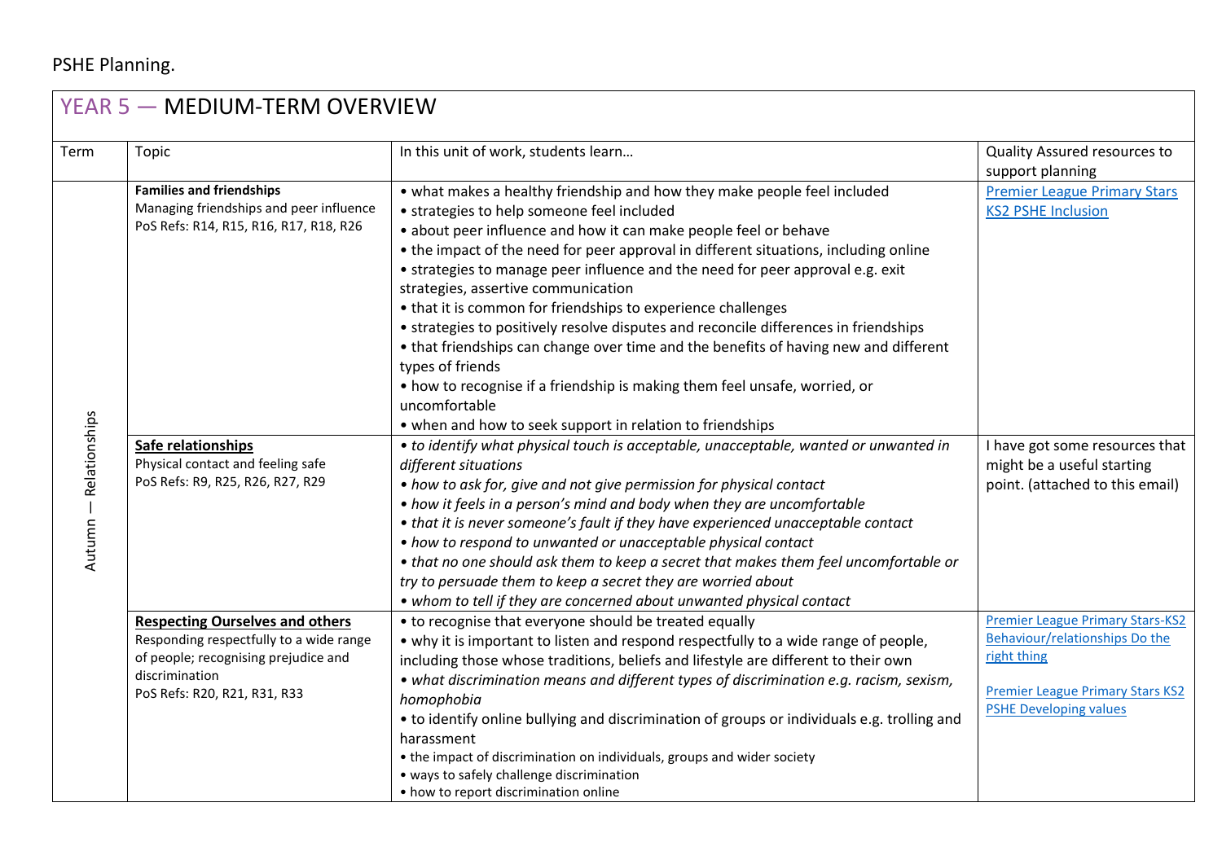PSHE Planning.

## YEAR 5 — MEDIUM-TERM OVERVIEW

| Term | Topic | In this unit of work, students learn… | Quality Assured resources to support planning |
| --- | --- | --- | --- |
| Autumn — Relationships | **Families and friendships**<br>Managing friendships and peer influence<br>PoS Refs: R14, R15, R16, R17, R18, R26 | • what makes a healthy friendship and how they make people feel included<br>• strategies to help someone feel included<br>• about peer influence and how it can make people feel or behave<br>• the impact of the need for peer approval in different situations, including online<br>• strategies to manage peer influence and the need for peer approval e.g. exit strategies, assertive communication<br>• that it is common for friendships to experience challenges<br>• strategies to positively resolve disputes and reconcile differences in friendships<br>• that friendships can change over time and the benefits of having new and different types of friends<br>• how to recognise if a friendship is making them feel unsafe, worried, or uncomfortable<br>• when and how to seek support in relation to friendships | Premier League Primary Stars KS2 PSHE Inclusion |
| | **Safe relationships**<br>Physical contact and feeling safe<br>PoS Refs: R9, R25, R26, R27, R29 | *• to identify what physical touch is acceptable, unacceptable, wanted or unwanted in different situations*<br>*• how to ask for, give and not give permission for physical contact*<br>*• how it feels in a person's mind and body when they are uncomfortable*<br>*• that it is never someone's fault if they have experienced unacceptable contact*<br>*• how to respond to unwanted or unacceptable physical contact*<br>*• that no one should ask them to keep a secret that makes them feel uncomfortable or try to persuade them to keep a secret they are worried about*<br>*• whom to tell if they are concerned about unwanted physical contact* | I have got some resources that might be a useful starting point. (attached to this email) |
| | **Respecting Ourselves and others**<br>Responding respectfully to a wide range of people; recognising prejudice and discrimination<br>PoS Refs: R20, R21, R31, R33 | • to recognise that everyone should be treated equally<br>• why it is important to listen and respond respectfully to a wide range of people, including those whose traditions, beliefs and lifestyle are different to their own<br>*• what discrimination means and different types of discrimination e.g. racism, sexism, homophobia*<br>• to identify online bullying and discrimination of groups or individuals e.g. trolling and harassment<br>• the impact of discrimination on individuals, groups and wider society<br>• ways to safely challenge discrimination<br>• how to report discrimination online | Premier League Primary Stars-KS2 Behaviour/relationships Do the right thing<br><br>Premier League Primary Stars KS2 PSHE Developing values |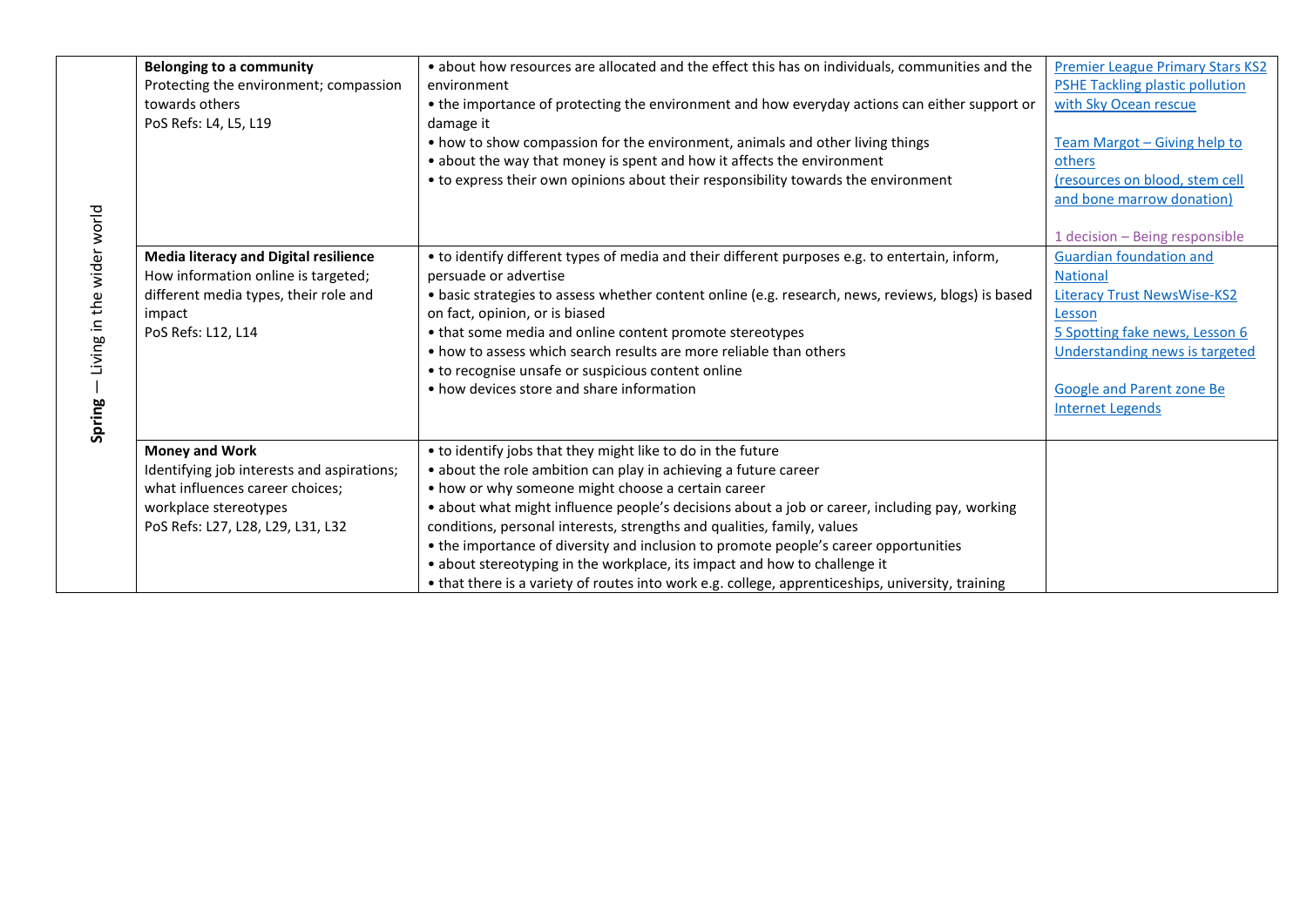| Spring — Living in the wider world | Topic | Learning | Resources |
|---|---|---|---|
| | **Belonging to a community**<br>Protecting the environment; compassion towards others<br>PoS Refs: L4, L5, L19 | • about how resources are allocated and the effect this has on individuals, communities and the environment<br>• the importance of protecting the environment and how everyday actions can either support or damage it<br>• how to show compassion for the environment, animals and other living things<br>• about the way that money is spent and how it affects the environment<br>• to express their own opinions about their responsibility towards the environment | Premier League Primary Stars KS2 PSHE Tackling plastic pollution with Sky Ocean rescue<br><br>Team Margot – Giving help to others (resources on blood, stem cell and bone marrow donation)<br><br>1 decision – Being responsible |
| | **Media literacy and Digital resilience**<br>How information online is targeted; different media types, their role and impact<br>PoS Refs: L12, L14 | • to identify different types of media and their different purposes e.g. to entertain, inform, persuade or advertise<br>• basic strategies to assess whether content online (e.g. research, news, reviews, blogs) is based on fact, opinion, or is biased<br>• that some media and online content promote stereotypes<br>• how to assess which search results are more reliable than others<br>• to recognise unsafe or suspicious content online<br>• how devices store and share information | Guardian foundation and National Literacy Trust NewsWise-KS2 Lesson 5 Spotting fake news, Lesson 6 Understanding news is targeted<br><br>Google and Parent zone Be Internet Legends |
| | **Money and Work**<br>Identifying job interests and aspirations; what influences career choices; workplace stereotypes<br>PoS Refs: L27, L28, L29, L31, L32 | • to identify jobs that they might like to do in the future<br>• about the role ambition can play in achieving a future career<br>• how or why someone might choose a certain career<br>• about what might influence people's decisions about a job or career, including pay, working conditions, personal interests, strengths and qualities, family, values<br>• the importance of diversity and inclusion to promote people's career opportunities<br>• about stereotyping in the workplace, its impact and how to challenge it<br>• that there is a variety of routes into work e.g. college, apprenticeships, university, training | |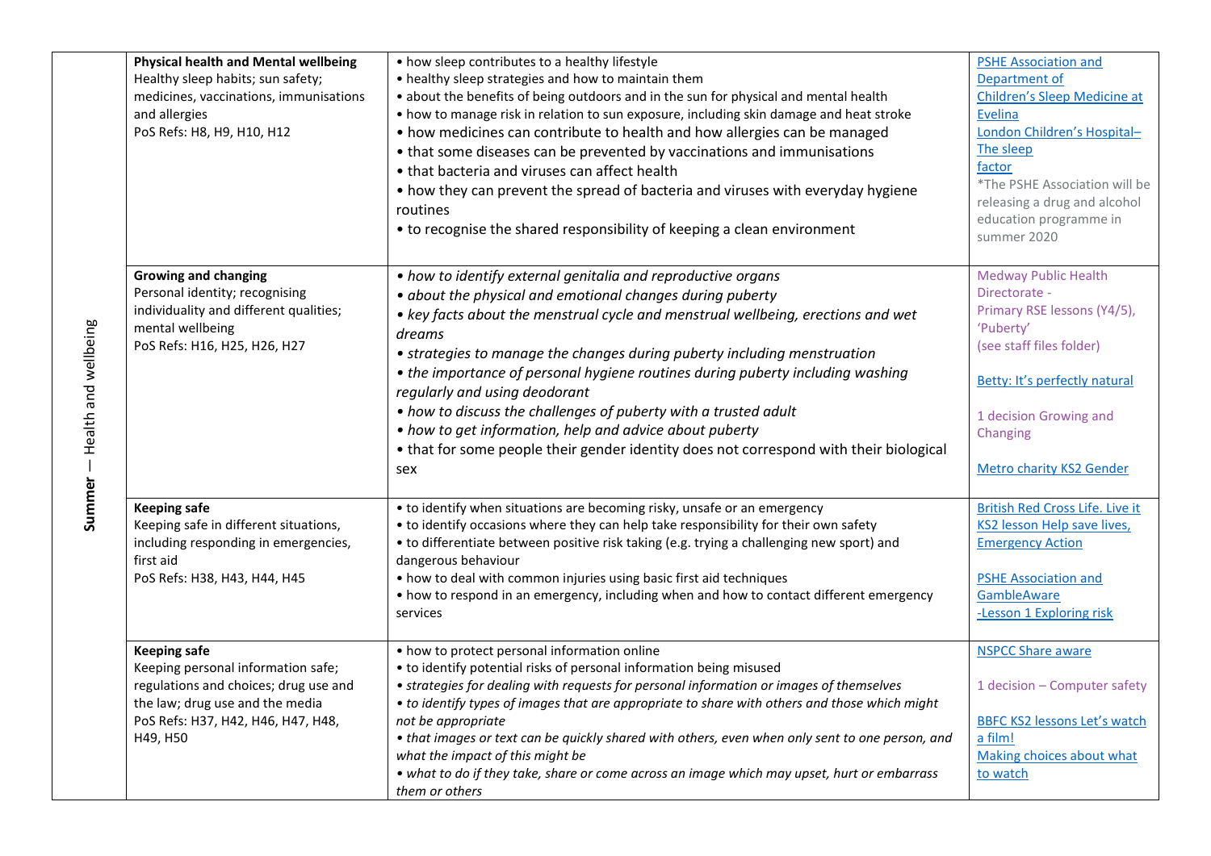| Summer — Health and wellbeing | | | |
|---|---|---|---|
| | **Physical health and Mental wellbeing**<br>Healthy sleep habits; sun safety; medicines, vaccinations, immunisations and allergies<br>PoS Refs: H8, H9, H10, H12 | • how sleep contributes to a healthy lifestyle<br>• healthy sleep strategies and how to maintain them<br>• about the benefits of being outdoors and in the sun for physical and mental health<br>• how to manage risk in relation to sun exposure, including skin damage and heat stroke<br>• how medicines can contribute to health and how allergies can be managed<br>• that some diseases can be prevented by vaccinations and immunisations<br>• that bacteria and viruses can affect health<br>• how they can prevent the spread of bacteria and viruses with everyday hygiene routines<br>• to recognise the shared responsibility of keeping a clean environment | PSHE Association and Department of Children's Sleep Medicine at Evelina London Children's Hospital– The sleep factor<br>*The PSHE Association will be releasing a drug and alcohol education programme in summer 2020 |
| | **Growing and changing**<br>Personal identity; recognising individuality and different qualities; mental wellbeing<br>PoS Refs: H16, H25, H26, H27 | *• how to identify external genitalia and reproductive organs*<br>*• about the physical and emotional changes during puberty*<br>*• key facts about the menstrual cycle and menstrual wellbeing, erections and wet dreams*<br>*• strategies to manage the changes during puberty including menstruation*<br>*• the importance of personal hygiene routines during puberty including washing regularly and using deodorant*<br>*• how to discuss the challenges of puberty with a trusted adult*<br>*• how to get information, help and advice about puberty*<br>• that for some people their gender identity does not correspond with their biological sex | Medway Public Health Directorate - Primary RSE lessons (Y4/5), 'Puberty' (see staff files folder)<br><br>Betty: It's perfectly natural<br><br>1 decision Growing and Changing<br><br>Metro charity KS2 Gender |
| | **Keeping safe**<br>Keeping safe in different situations, including responding in emergencies, first aid<br>PoS Refs: H38, H43, H44, H45 | • to identify when situations are becoming risky, unsafe or an emergency<br>• to identify occasions where they can help take responsibility for their own safety<br>• to differentiate between positive risk taking (e.g. trying a challenging new sport) and dangerous behaviour<br>• how to deal with common injuries using basic first aid techniques<br>• how to respond in an emergency, including when and how to contact different emergency services | British Red Cross Life. Live it KS2 lesson Help save lives, Emergency Action<br><br>PSHE Association and GambleAware -Lesson 1 Exploring risk |
| | **Keeping safe**<br>Keeping personal information safe; regulations and choices; drug use and the law; drug use and the media<br>PoS Refs: H37, H42, H46, H47, H48, H49, H50 | • how to protect personal information online<br>• to identify potential risks of personal information being misused<br>*• strategies for dealing with requests for personal information or images of themselves*<br>*• to identify types of images that are appropriate to share with others and those which might not be appropriate*<br>*• that images or text can be quickly shared with others, even when only sent to one person, and what the impact of this might be*<br>*• what to do if they take, share or come across an image which may upset, hurt or embarrass them or others* | NSPCC Share aware<br><br>1 decision – Computer safety<br><br>BBFC KS2 lessons Let's watch a film! Making choices about what to watch |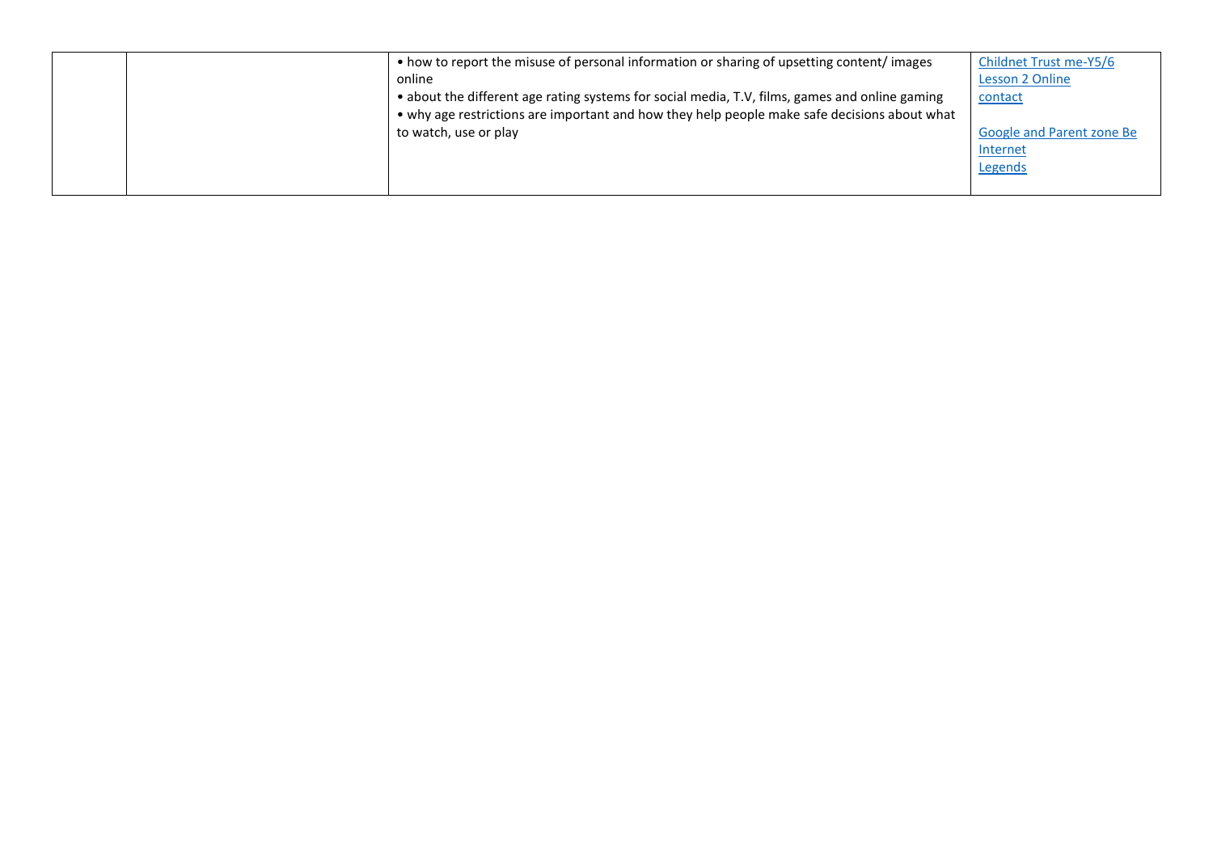| | | | |
|---|---|---|---|
| | | • how to report the misuse of personal information or sharing of upsetting content/ images online<br>• about the different age rating systems for social media, T.V, films, games and online gaming<br>• why age restrictions are important and how they help people make safe decisions about what to watch, use or play | Childnet Trust me-Y5/6 Lesson 2 Online contact<br><br>Google and Parent zone Be Internet Legends |